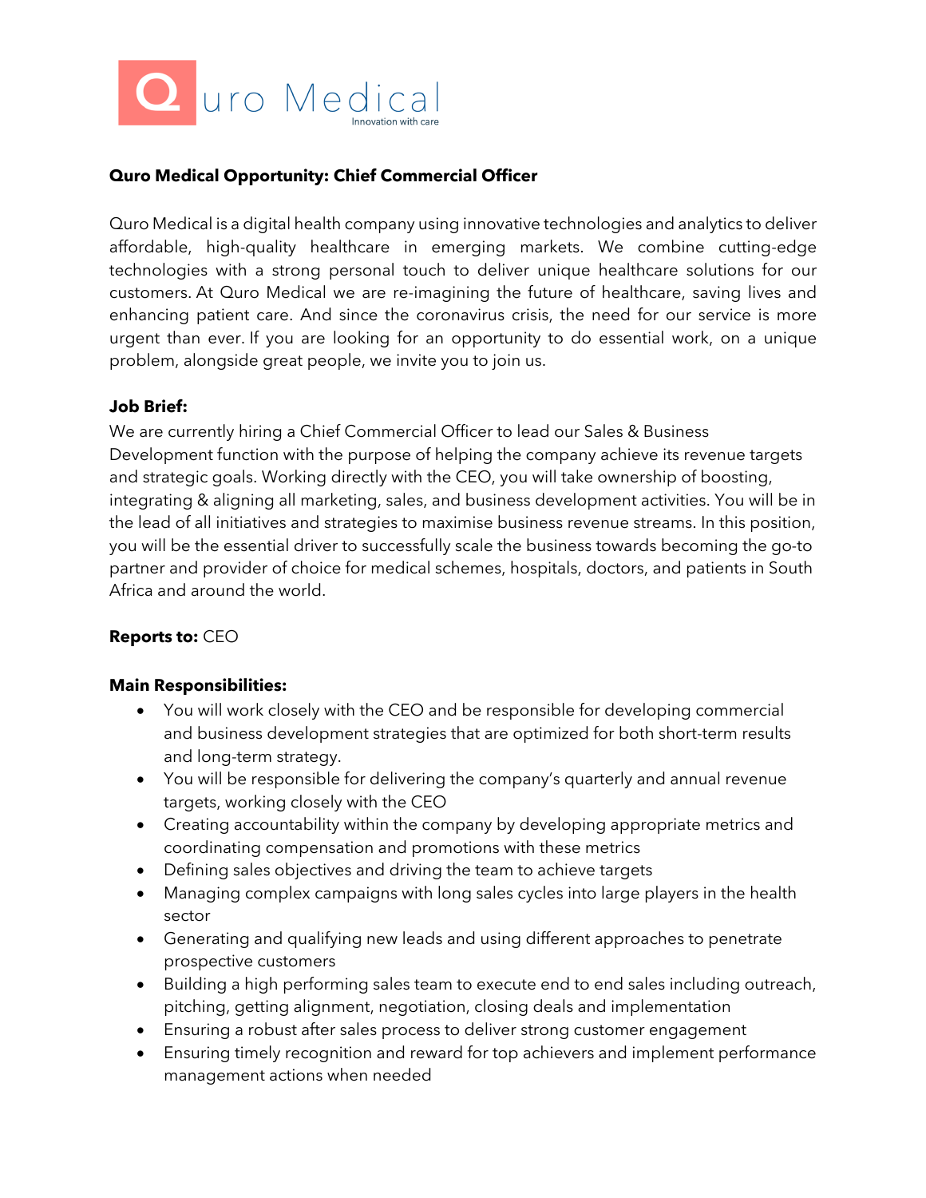Quro Medical

Innovation with care

**Quro Medical Opportunity: Chief Commercial Officer**

Quro Medical is a digital health company using innovative technologies and analytics to deliver affordable, high-quality healthcare in emerging markets. We combine cutting-edge technologies with a strong personal touch to deliver unique healthcare solutions for our customers. At Quro Medical we are re-imagining the future of healthcare, saving lives and enhancing patient care. And since the coronavirus crisis, the need for our service is more urgent than ever. If you are looking for an opportunity to do essential work, on a unique problem, alongside great people, we invite you to join us.

**Job Brief:**

We are currently hiring a Chief Commercial Officer to lead our Sales & Business Development function with the purpose of helping the company achieve its revenue targets and strategic goals. Working directly with the CEO, you will take ownership of boosting, integrating & aligning all marketing, sales, and business development activities. You will be in the lead of all initiatives and strategies to maximise business revenue streams. In this position, you will be the essential driver to successfully scale the business towards becoming the go-to partner and provider of choice for medical schemes, hospitals, doctors, and patients in South Africa and around the world.

**Reports to:** CEO

**Main Responsibilities:**

- You will work closely with the CEO and be responsible for developing commercial and business development strategies that are optimized for both short-term results and long-term strategy.
- You will be responsible for delivering the company's quarterly and annual revenue targets, working closely with the CEO
- Creating accountability within the company by developing appropriate metrics and coordinating compensation and promotions with these metrics
- Defining sales objectives and driving the team to achieve targets
- Managing complex campaigns with long sales cycles into large players in the health sector
- Generating and qualifying new leads and using different approaches to penetrate prospective customers
- Building a high performing sales team to execute end to end sales including outreach, pitching, getting alignment, negotiation, closing deals and implementation
- Ensuring a robust after sales process to deliver strong customer engagement
- Ensuring timely recognition and reward for top achievers and implement performance management actions when needed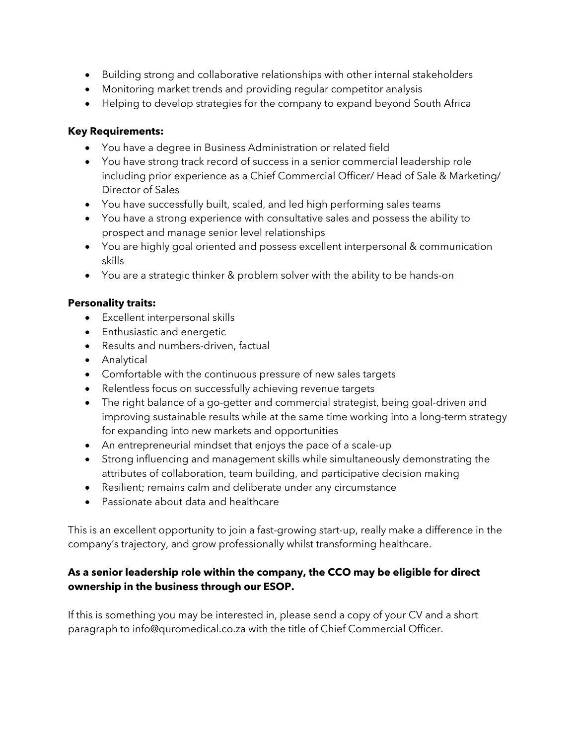- Building strong and collaborative relationships with other internal stakeholders
- Monitoring market trends and providing regular competitor analysis
- Helping to develop strategies for the company to expand beyond South Africa

**Key Requirements:**

- You have a degree in Business Administration or related field
- You have strong track record of success in a senior commercial leadership role including prior experience as a Chief Commercial Officer/ Head of Sale & Marketing/ Director of Sales
- You have successfully built, scaled, and led high performing sales teams
- You have a strong experience with consultative sales and possess the ability to prospect and manage senior level relationships
- You are highly goal oriented and possess excellent interpersonal & communication skills
- You are a strategic thinker & problem solver with the ability to be hands-on

**Personality traits:**

- Excellent interpersonal skills
- Enthusiastic and energetic
- Results and numbers-driven, factual
- Analytical
- Comfortable with the continuous pressure of new sales targets
- Relentless focus on successfully achieving revenue targets
- The right balance of a go-getter and commercial strategist, being goal-driven and improving sustainable results while at the same time working into a long-term strategy for expanding into new markets and opportunities
- An entrepreneurial mindset that enjoys the pace of a scale-up
- Strong influencing and management skills while simultaneously demonstrating the attributes of collaboration, team building, and participative decision making
- Resilient; remains calm and deliberate under any circumstance
- Passionate about data and healthcare

This is an excellent opportunity to join a fast-growing start-up, really make a difference in the company's trajectory, and grow professionally whilst transforming healthcare.

**As a senior leadership role within the company, the CCO may be eligible for direct ownership in the business through our ESOP.**

If this is something you may be interested in, please send a copy of your CV and a short paragraph to info@quromedical.co.za with the title of Chief Commercial Officer.